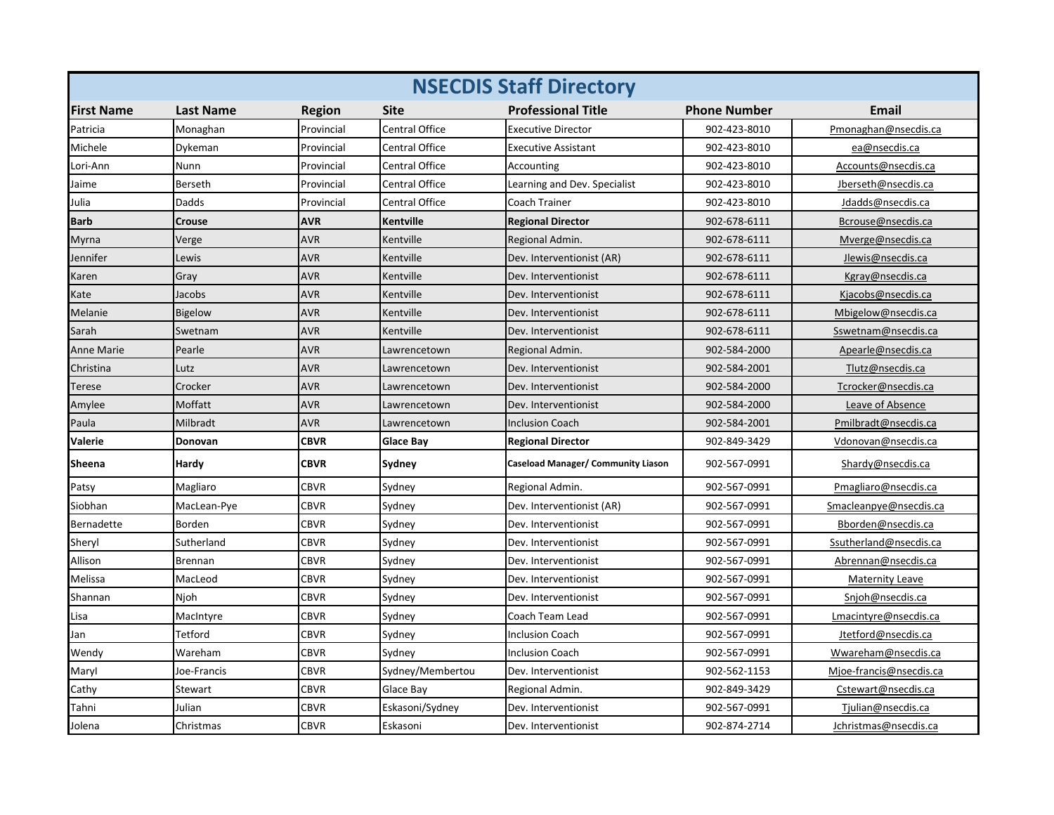# NSECDIS Staff Directory

| First Name | Last Name | Region | Site | Professional Title | Phone Number | Email |
|---|---|---|---|---|---|---|
| Patricia | Monaghan | Provincial | Central Office | Executive Director | 902-423-8010 | Pmonaghan@nsecdis.ca |
| Michele | Dykeman | Provincial | Central Office | Executive Assistant | 902-423-8010 | ea@nsecdis.ca |
| Lori-Ann | Nunn | Provincial | Central Office | Accounting | 902-423-8010 | Accounts@nsecdis.ca |
| Jaime | Berseth | Provincial | Central Office | Learning and Dev. Specialist | 902-423-8010 | Jberseth@nsecdis.ca |
| Julia | Dadds | Provincial | Central Office | Coach Trainer | 902-423-8010 | Jdadds@nsecdis.ca |
| **Barb** | **Crouse** | **AVR** | **Kentville** | **Regional Director** | 902-678-6111 | Bcrouse@nsecdis.ca |
| Myrna | Verge | AVR | Kentville | Regional Admin. | 902-678-6111 | Mverge@nsecdis.ca |
| Jennifer | Lewis | AVR | Kentville | Dev. Interventionist (AR) | 902-678-6111 | Jlewis@nsecdis.ca |
| Karen | Gray | AVR | Kentville | Dev. Interventionist | 902-678-6111 | Kgray@nsecdis.ca |
| Kate | Jacobs | AVR | Kentville | Dev. Interventionist | 902-678-6111 | Kjacobs@nsecdis.ca |
| Melanie | Bigelow | AVR | Kentville | Dev. Interventionist | 902-678-6111 | Mbigelow@nsecdis.ca |
| Sarah | Swetnam | AVR | Kentville | Dev. Interventionist | 902-678-6111 | Sswetnam@nsecdis.ca |
| Anne Marie | Pearle | AVR | Lawrencetown | Regional Admin. | 902-584-2000 | Apearle@nsecdis.ca |
| Christina | Lutz | AVR | Lawrencetown | Dev. Interventionist | 902-584-2001 | Tlutz@nsecdis.ca |
| Terese | Crocker | AVR | Lawrencetown | Dev. Interventionist | 902-584-2000 | Tcrocker@nsecdis.ca |
| Amylee | Moffatt | AVR | Lawrencetown | Dev. Interventionist | 902-584-2000 | Leave of Absence |
| Paula | Milbradt | AVR | Lawrencetown | Inclusion Coach | 902-584-2001 | Pmilbradt@nsecdis.ca |
| **Valerie** | **Donovan** | **CBVR** | **Glace Bay** | **Regional Director** | 902-849-3429 | Vdonovan@nsecdis.ca |
| **Sheena** | **Hardy** | **CBVR** | **Sydney** | **Caseload Manager/ Community Liason** | 902-567-0991 | Shardy@nsecdis.ca |
| Patsy | Magliaro | CBVR | Sydney | Regional Admin. | 902-567-0991 | Pmagliaro@nsecdis.ca |
| Siobhan | MacLean-Pye | CBVR | Sydney | Dev. Interventionist (AR) | 902-567-0991 | Smacleanpye@nsecdis.ca |
| Bernadette | Borden | CBVR | Sydney | Dev. Interventionist | 902-567-0991 | Bborden@nsecdis.ca |
| Sheryl | Sutherland | CBVR | Sydney | Dev. Interventionist | 902-567-0991 | Ssutherland@nsecdis.ca |
| Allison | Brennan | CBVR | Sydney | Dev. Interventionist | 902-567-0991 | Abrennan@nsecdis.ca |
| Melissa | MacLeod | CBVR | Sydney | Dev. Interventionist | 902-567-0991 | Maternity Leave |
| Shannan | Njoh | CBVR | Sydney | Dev. Interventionist | 902-567-0991 | Snjoh@nsecdis.ca |
| Lisa | MacIntyre | CBVR | Sydney | Coach Team Lead | 902-567-0991 | Lmacintyre@nsecdis.ca |
| Jan | Tetford | CBVR | Sydney | Inclusion Coach | 902-567-0991 | Jtetford@nsecdis.ca |
| Wendy | Wareham | CBVR | Sydney | Inclusion Coach | 902-567-0991 | Wwareham@nsecdis.ca |
| Maryl | Joe-Francis | CBVR | Sydney/Membertou | Dev. Interventionist | 902-562-1153 | Mjoe-francis@nsecdis.ca |
| Cathy | Stewart | CBVR | Glace Bay | Regional Admin. | 902-849-3429 | Cstewart@nsecdis.ca |
| Tahni | Julian | CBVR | Eskasoni/Sydney | Dev. Interventionist | 902-567-0991 | Tjulian@nsecdis.ca |
| Jolena | Christmas | CBVR | Eskasoni | Dev. Interventionist | 902-874-2714 | Jchristmas@nsecdis.ca |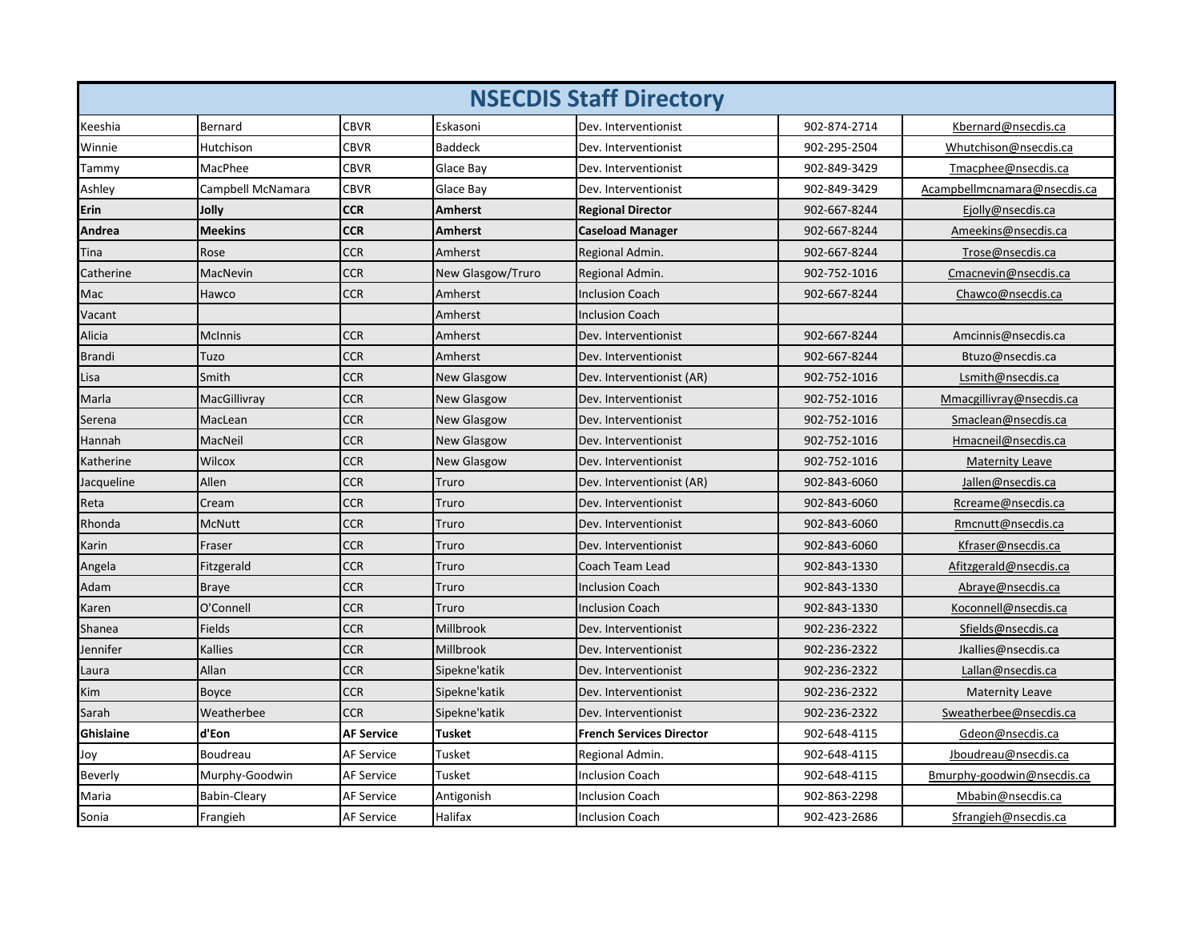| NSECDIS Staff Directory | | | | | | |
|---|---|---|---|---|---|---|
| Keeshia | Bernard | CBVR | Eskasoni | Dev. Interventionist | 902-874-2714 | Kbernard@nsecdis.ca |
| Winnie | Hutchison | CBVR | Baddeck | Dev. Interventionist | 902-295-2504 | Whutchison@nsecdis.ca |
| Tammy | MacPhee | CBVR | Glace Bay | Dev. Interventionist | 902-849-3429 | Tmacphee@nsecdis.ca |
| Ashley | Campbell McNamara | CBVR | Glace Bay | Dev. Interventionist | 902-849-3429 | Acampbellmcnamara@nsecdis.ca |
| **Erin** | **Jolly** | **CCR** | **Amherst** | **Regional Director** | 902-667-8244 | Ejolly@nsecdis.ca |
| **Andrea** | **Meekins** | **CCR** | **Amherst** | **Caseload Manager** | 902-667-8244 | Ameekins@nsecdis.ca |
| Tina | Rose | CCR | Amherst | Regional Admin. | 902-667-8244 | Trose@nsecdis.ca |
| Catherine | MacNevin | CCR | New Glasgow/Truro | Regional Admin. | 902-752-1016 | Cmacnevin@nsecdis.ca |
| Mac | Hawco | CCR | Amherst | Inclusion Coach | 902-667-8244 | Chawco@nsecdis.ca |
| Vacant | | | Amherst | Inclusion Coach | | |
| Alicia | McInnis | CCR | Amherst | Dev. Interventionist | 902-667-8244 | Amcinnis@nsecdis.ca |
| Brandi | Tuzo | CCR | Amherst | Dev. Interventionist | 902-667-8244 | Btuzo@nsecdis.ca |
| Lisa | Smith | CCR | New Glasgow | Dev. Interventionist (AR) | 902-752-1016 | Lsmith@nsecdis.ca |
| Marla | MacGillivray | CCR | New Glasgow | Dev. Interventionist | 902-752-1016 | Mmacgillivray@nsecdis.ca |
| Serena | MacLean | CCR | New Glasgow | Dev. Interventionist | 902-752-1016 | Smaclean@nsecdis.ca |
| Hannah | MacNeil | CCR | New Glasgow | Dev. Interventionist | 902-752-1016 | Hmacneil@nsecdis.ca |
| Katherine | Wilcox | CCR | New Glasgow | Dev. Interventionist | 902-752-1016 | Maternity Leave |
| Jacqueline | Allen | CCR | Truro | Dev. Interventionist (AR) | 902-843-6060 | Jallen@nsecdis.ca |
| Reta | Cream | CCR | Truro | Dev. Interventionist | 902-843-6060 | Rcreame@nsecdis.ca |
| Rhonda | McNutt | CCR | Truro | Dev. Interventionist | 902-843-6060 | Rmcnutt@nsecdis.ca |
| Karin | Fraser | CCR | Truro | Dev. Interventionist | 902-843-6060 | Kfraser@nsecdis.ca |
| Angela | Fitzgerald | CCR | Truro | Coach Team Lead | 902-843-1330 | Afitzgerald@nsecdis.ca |
| Adam | Braye | CCR | Truro | Inclusion Coach | 902-843-1330 | Abraye@nsecdis.ca |
| Karen | O'Connell | CCR | Truro | Inclusion Coach | 902-843-1330 | Koconnell@nsecdis.ca |
| Shanea | Fields | CCR | Millbrook | Dev. Interventionist | 902-236-2322 | Sfields@nsecdis.ca |
| Jennifer | Kallies | CCR | Millbrook | Dev. Interventionist | 902-236-2322 | Jkallies@nsecdis.ca |
| Laura | Allan | CCR | Sipekne'katik | Dev. Interventionist | 902-236-2322 | Lallan@nsecdis.ca |
| Kim | Boyce | CCR | Sipekne'katik | Dev. Interventionist | 902-236-2322 | Maternity Leave |
| Sarah | Weatherbee | CCR | Sipekne'katik | Dev. Interventionist | 902-236-2322 | Sweatherbee@nsecdis.ca |
| **Ghislaine** | **d'Eon** | **AF Service** | **Tusket** | **French Services Director** | 902-648-4115 | Gdeon@nsecdis.ca |
| Joy | Boudreau | AF Service | Tusket | Regional Admin. | 902-648-4115 | Jboudreau@nsecdis.ca |
| Beverly | Murphy-Goodwin | AF Service | Tusket | Inclusion Coach | 902-648-4115 | Bmurphy-goodwin@nsecdis.ca |
| Maria | Babin-Cleary | AF Service | Antigonish | Inclusion Coach | 902-863-2298 | Mbabin@nsecdis.ca |
| Sonia | Frangieh | AF Service | Halifax | Inclusion Coach | 902-423-2686 | Sfrangieh@nsecdis.ca |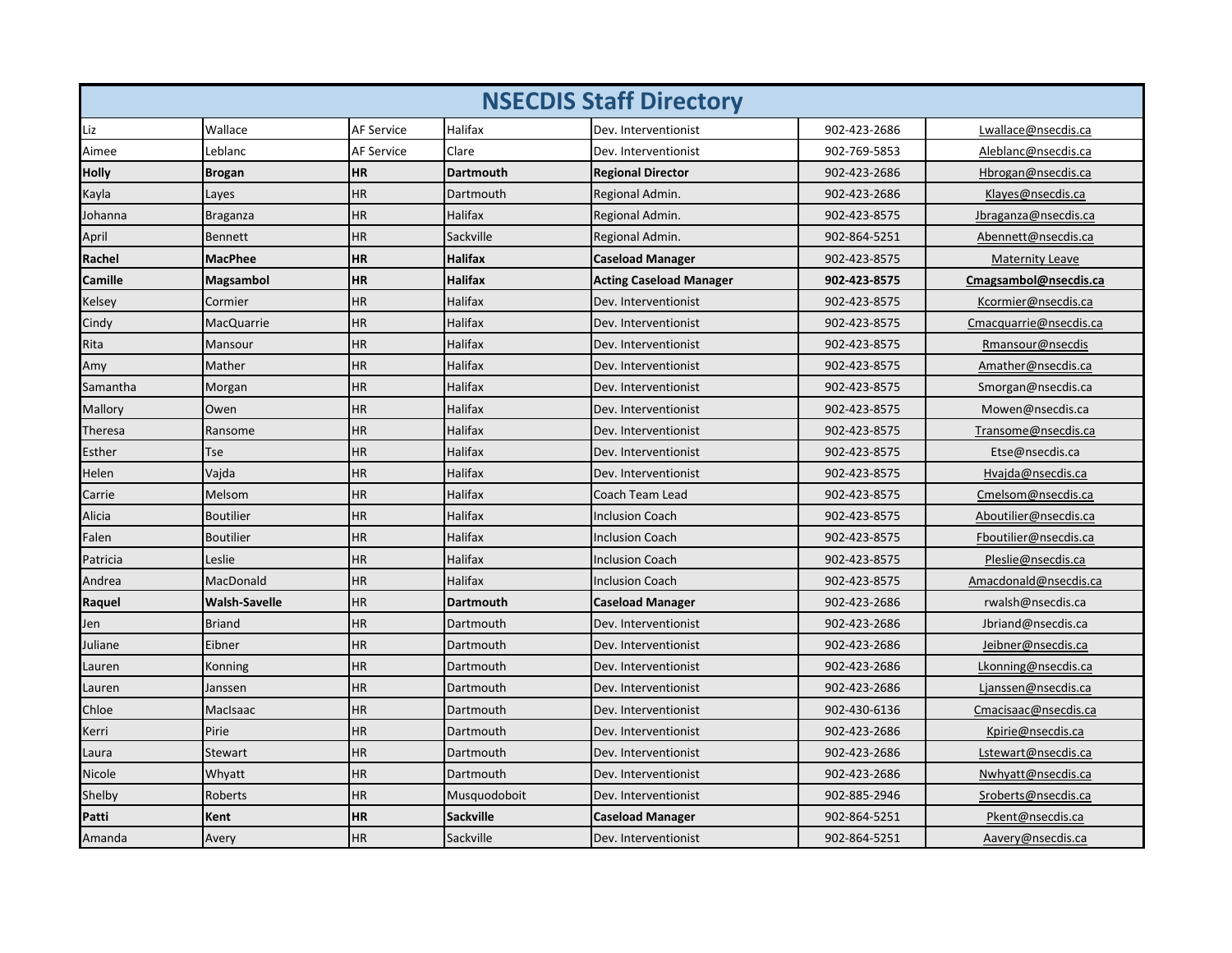# NSECDIS Staff Directory

| | | | | | | |
|---|---|---|---|---|---|---|
| Liz | Wallace | AF Service | Halifax | Dev. Interventionist | 902-423-2686 | Lwallace@nsecdis.ca |
| Aimee | Leblanc | AF Service | Clare | Dev. Interventionist | 902-769-5853 | Aleblanc@nsecdis.ca |
| **Holly** | **Brogan** | **HR** | **Dartmouth** | **Regional Director** | 902-423-2686 | Hbrogan@nsecdis.ca |
| Kayla | Layes | HR | Dartmouth | Regional Admin. | 902-423-2686 | Klayes@nsecdis.ca |
| Johanna | Braganza | HR | Halifax | Regional Admin. | 902-423-8575 | Jbraganza@nsecdis.ca |
| April | Bennett | HR | Sackville | Regional Admin. | 902-864-5251 | Abennett@nsecdis.ca |
| **Rachel** | **MacPhee** | **HR** | **Halifax** | **Caseload Manager** | 902-423-8575 | Maternity Leave |
| **Camille** | **Magsambol** | **HR** | **Halifax** | **Acting Caseload Manager** | **902-423-8575** | **Cmagsambol@nsecdis.ca** |
| Kelsey | Cormier | HR | Halifax | Dev. Interventionist | 902-423-8575 | Kcormier@nsecdis.ca |
| Cindy | MacQuarrie | HR | Halifax | Dev. Interventionist | 902-423-8575 | Cmacquarrie@nsecdis.ca |
| Rita | Mansour | HR | Halifax | Dev. Interventionist | 902-423-8575 | Rmansour@nsecdis |
| Amy | Mather | HR | Halifax | Dev. Interventionist | 902-423-8575 | Amather@nsecdis.ca |
| Samantha | Morgan | HR | Halifax | Dev. Interventionist | 902-423-8575 | Smorgan@nsecdis.ca |
| Mallory | Owen | HR | Halifax | Dev. Interventionist | 902-423-8575 | Mowen@nsecdis.ca |
| Theresa | Ransome | HR | Halifax | Dev. Interventionist | 902-423-8575 | Transome@nsecdis.ca |
| Esther | Tse | HR | Halifax | Dev. Interventionist | 902-423-8575 | Etse@nsecdis.ca |
| Helen | Vajda | HR | Halifax | Dev. Interventionist | 902-423-8575 | Hvajda@nsecdis.ca |
| Carrie | Melsom | HR | Halifax | Coach Team Lead | 902-423-8575 | Cmelsom@nsecdis.ca |
| Alicia | Boutilier | HR | Halifax | Inclusion Coach | 902-423-8575 | Aboutilier@nsecdis.ca |
| Falen | Boutilier | HR | Halifax | Inclusion Coach | 902-423-8575 | Fboutilier@nsecdis.ca |
| Patricia | Leslie | HR | Halifax | Inclusion Coach | 902-423-8575 | Pleslie@nsecdis.ca |
| Andrea | MacDonald | HR | Halifax | Inclusion Coach | 902-423-8575 | Amacdonald@nsecdis.ca |
| **Raquel** | **Walsh-Savelle** | HR | **Dartmouth** | **Caseload Manager** | 902-423-2686 | rwalsh@nsecdis.ca |
| Jen | Briand | HR | Dartmouth | Dev. Interventionist | 902-423-2686 | Jbriand@nsecdis.ca |
| Juliane | Eibner | HR | Dartmouth | Dev. Interventionist | 902-423-2686 | Jeibner@nsecdis.ca |
| Lauren | Konning | HR | Dartmouth | Dev. Interventionist | 902-423-2686 | Lkonning@nsecdis.ca |
| Lauren | Janssen | HR | Dartmouth | Dev. Interventionist | 902-423-2686 | Ljanssen@nsecdis.ca |
| Chloe | MacIsaac | HR | Dartmouth | Dev. Interventionist | 902-430-6136 | Cmacisaac@nsecdis.ca |
| Kerri | Pirie | HR | Dartmouth | Dev. Interventionist | 902-423-2686 | Kpirie@nsecdis.ca |
| Laura | Stewart | HR | Dartmouth | Dev. Interventionist | 902-423-2686 | Lstewart@nsecdis.ca |
| Nicole | Whyatt | HR | Dartmouth | Dev. Interventionist | 902-423-2686 | Nwhyatt@nsecdis.ca |
| Shelby | Roberts | HR | Musquodoboit | Dev. Interventionist | 902-885-2946 | Sroberts@nsecdis.ca |
| **Patti** | **Kent** | **HR** | **Sackville** | **Caseload Manager** | 902-864-5251 | Pkent@nsecdis.ca |
| Amanda | Avery | HR | Sackville | Dev. Interventionist | 902-864-5251 | Aavery@nsecdis.ca |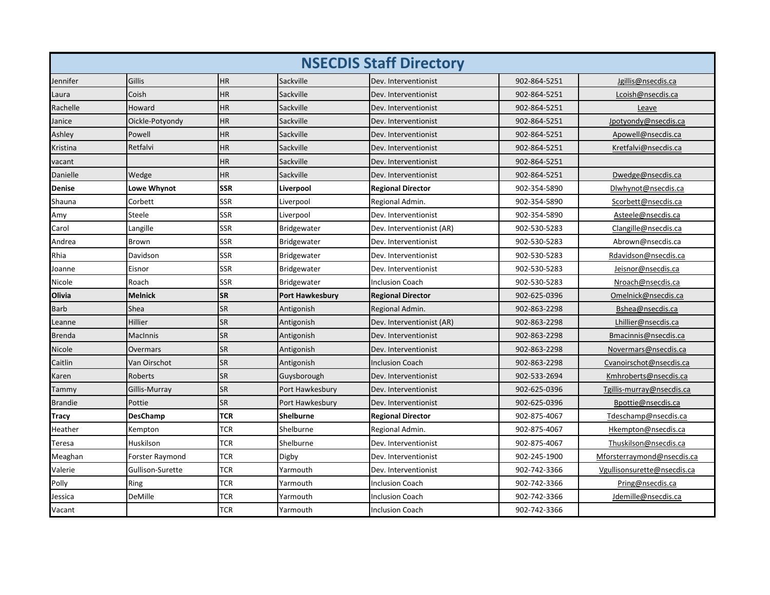# NSECDIS Staff Directory

| | | | | | | |
|---|---|---|---|---|---|---|
| Jennifer | Gillis | HR | Sackville | Dev. Interventionist | 902-864-5251 | Jgillis@nsecdis.ca |
| Laura | Coish | HR | Sackville | Dev. Interventionist | 902-864-5251 | Lcoish@nsecdis.ca |
| Rachelle | Howard | HR | Sackville | Dev. Interventionist | 902-864-5251 | Leave |
| Janice | Oickle-Potyondy | HR | Sackville | Dev. Interventionist | 902-864-5251 | Jpotyondy@nsecdis.ca |
| Ashley | Powell | HR | Sackville | Dev. Interventionist | 902-864-5251 | Apowell@nsecdis.ca |
| Kristina | Retfalvi | HR | Sackville | Dev. Interventionist | 902-864-5251 | Kretfalvi@nsecdis.ca |
| vacant | | HR | Sackville | Dev. Interventionist | 902-864-5251 | |
| Danielle | Wedge | HR | Sackville | Dev. Interventionist | 902-864-5251 | Dwedge@nsecdis.ca |
| **Denise** | **Lowe Whynot** | **SSR** | **Liverpool** | **Regional Director** | 902-354-5890 | Dlwhynot@nsecdis.ca |
| Shauna | Corbett | SSR | Liverpool | Regional Admin. | 902-354-5890 | Scorbett@nsecdis.ca |
| Amy | Steele | SSR | Liverpool | Dev. Interventionist | 902-354-5890 | Asteele@nsecdis.ca |
| Carol | Langille | SSR | Bridgewater | Dev. Interventionist (AR) | 902-530-5283 | Clangille@nsecdis.ca |
| Andrea | Brown | SSR | Bridgewater | Dev. Interventionist | 902-530-5283 | Abrown@nsecdis.ca |
| Rhia | Davidson | SSR | Bridgewater | Dev. Interventionist | 902-530-5283 | Rdavidson@nsecdis.ca |
| Joanne | Eisnor | SSR | Bridgewater | Dev. Interventionist | 902-530-5283 | Jeisnor@nsecdis.ca |
| Nicole | Roach | SSR | Bridgewater | Inclusion Coach | 902-530-5283 | Nroach@nsecdis.ca |
| **Olivia** | **Melnick** | **SR** | **Port Hawkesbury** | **Regional Director** | 902-625-0396 | Omelnick@nsecdis.ca |
| Barb | Shea | SR | Antigonish | Regional Admin. | 902-863-2298 | Bshea@nsecdis.ca |
| Leanne | Hillier | SR | Antigonish | Dev. Interventionist (AR) | 902-863-2298 | Lhillier@nsecdis.ca |
| Brenda | MacInnis | SR | Antigonish | Dev. Interventionist | 902-863-2298 | Bmacinnis@nsecdis.ca |
| Nicole | Overmars | SR | Antigonish | Dev. Interventionist | 902-863-2298 | Novermars@nsecdis.ca |
| Caitlin | Van Oirschot | SR | Antigonish | Inclusion Coach | 902-863-2298 | Cvanoirschot@nsecdis.ca |
| Karen | Roberts | SR | Guysborough | Dev. Interventionist | 902-533-2694 | Kmhroberts@nsecdis.ca |
| Tammy | Gillis-Murray | SR | Port Hawkesbury | Dev. Interventionist | 902-625-0396 | Tgillis-murray@nsecdis.ca |
| Brandie | Pottie | SR | Port Hawkesbury | Dev. Interventionist | 902-625-0396 | Bpottie@nsecdis.ca |
| **Tracy** | **DesChamp** | **TCR** | **Shelburne** | **Regional Director** | 902-875-4067 | Tdeschamp@nsecdis.ca |
| Heather | Kempton | TCR | Shelburne | Regional Admin. | 902-875-4067 | Hkempton@nsecdis.ca |
| Teresa | Huskilson | TCR | Shelburne | Dev. Interventionist | 902-875-4067 | Thuskilson@nsecdis.ca |
| Meaghan | Forster Raymond | TCR | Digby | Dev. Interventionist | 902-245-1900 | Mforsterraymond@nsecdis.ca |
| Valerie | Gullison-Surette | TCR | Yarmouth | Dev. Interventionist | 902-742-3366 | Vgullisonsurette@nsecdis.ca |
| Polly | Ring | TCR | Yarmouth | Inclusion Coach | 902-742-3366 | Pring@nsecdis.ca |
| Jessica | DeMille | TCR | Yarmouth | Inclusion Coach | 902-742-3366 | Jdemille@nsecdis.ca |
| Vacant | | TCR | Yarmouth | Inclusion Coach | 902-742-3366 | |